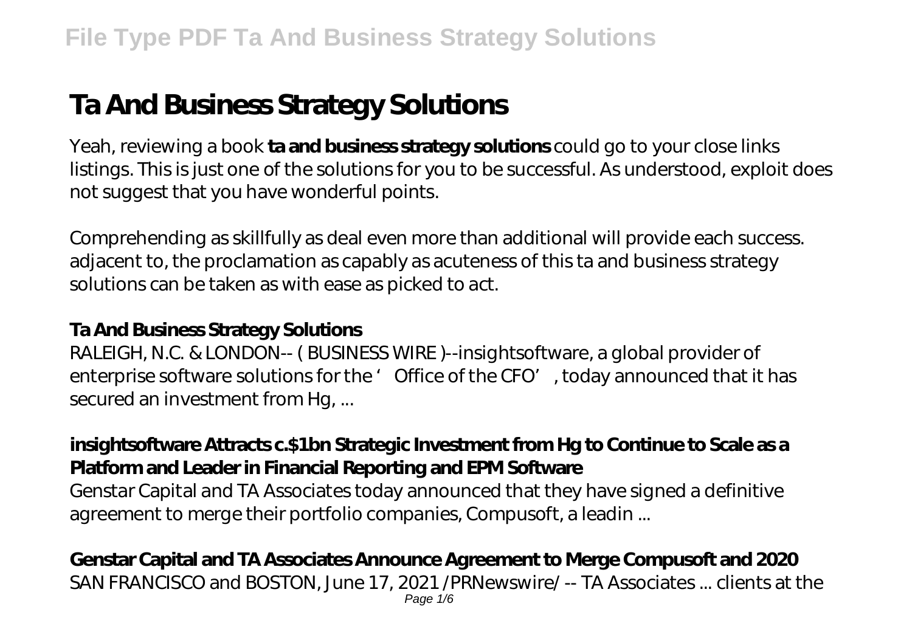# Ta And Business Strategy Solutions

Yeah, reviewing a book **ta and business strategy solutions** could go to your close links listings. This is just one of the solutions for you to be successful. As understood, exploit does not suggest that you have wonderful points.

Comprehending as skillfully as deal even more than additional will provide each success. adjacent to, the proclamation as capably as acuteness of this ta and business strategy solutions can be taken as with ease as picked to act.

### Ta And Business Strategy Solutions

RALEIGH, N.C. & LONDON-- ( BUSINESS WIRE )--insightsoftware, a global provider of enterprise software solutions for the 'Office of the CFO', today announced that it has secured an investment from Hg, ...

### insightsoftware Attracts c.$1bn Strategic Investment from Hg to Continue to Scale as a Platform and Leader in Financial Reporting and EPM Software

Genstar Capital and TA Associates today announced that they have signed a definitive agreement to merge their portfolio companies, Compusoft, a leadin ...

### Genstar Capital and TA Associates Announce Agreement to Merge Compusoft and 2020

SAN FRANCISCO and BOSTON, June 17, 2021 /PRNewswire/ -- TA Associates ... clients at the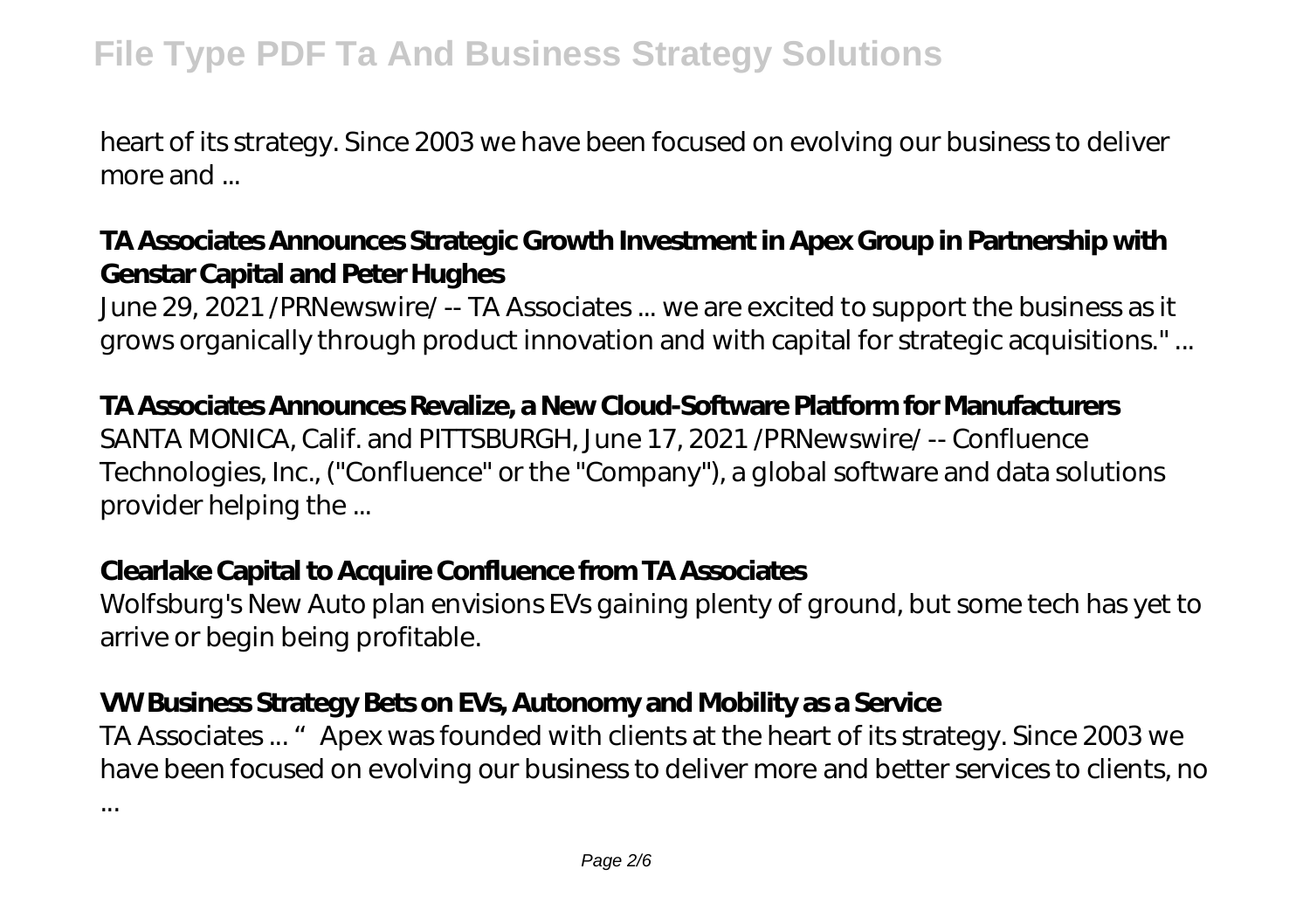heart of its strategy. Since 2003 we have been focused on evolving our business to deliver more and ...

### TA Associates Announces Strategic Growth Investment in Apex Group in Partnership with Genstar Capital and Peter Hughes

June 29, 2021 /PRNewswire/ -- TA Associates ... we are excited to support the business as it grows organically through product innovation and with capital for strategic acquisitions." ...

### TA Associates Announces Revalize, a New Cloud-Software Platform for Manufacturers

SANTA MONICA, Calif. and PITTSBURGH, June 17, 2021 /PRNewswire/ -- Confluence Technologies, Inc., ("Confluence" or the "Company"), a global software and data solutions provider helping the ...

### Clearlake Capital to Acquire Confluence from TA Associates

Wolfsburg's New Auto plan envisions EVs gaining plenty of ground, but some tech has yet to arrive or begin being profitable.

### VW Business Strategy Bets on EVs, Autonomy and Mobility as a Service

TA Associates ... "Apex was founded with clients at the heart of its strategy. Since 2003 we have been focused on evolving our business to deliver more and better services to clients, no ...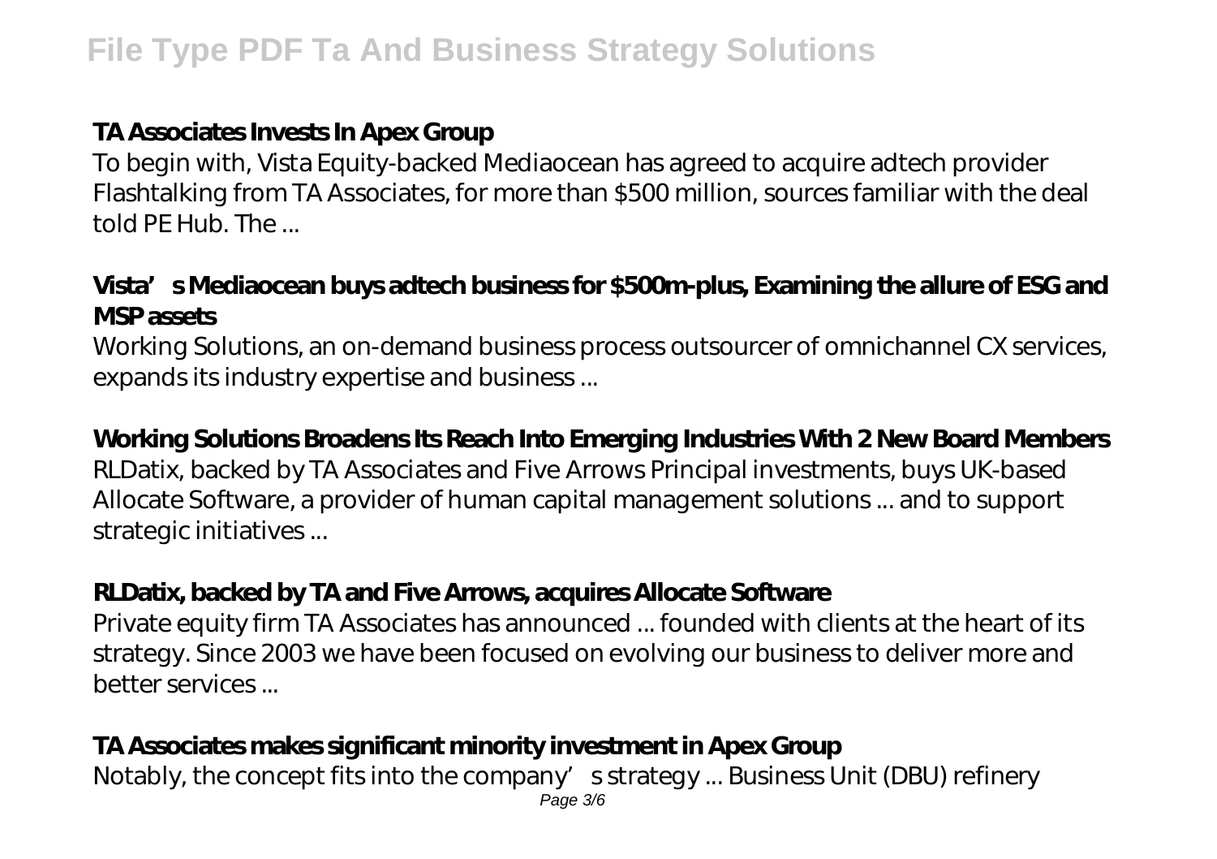**TA Associates Invests In Apex Group**

To begin with, Vista Equity-backed Mediaocean has agreed to acquire adtech provider Flashtalking from TA Associates, for more than $500 million, sources familiar with the deal told PE Hub. The ...

**Vista's Mediaocean buys adtech business for $500m-plus, Examining the allure of ESG and MSP assets**

Working Solutions, an on-demand business process outsourcer of omnichannel CX services, expands its industry expertise and business ...

**Working Solutions Broadens Its Reach Into Emerging Industries With 2 New Board Members**

RLDatix, backed by TA Associates and Five Arrows Principal investments, buys UK-based Allocate Software, a provider of human capital management solutions ... and to support strategic initiatives ...

**RLDatix, backed by TA and Five Arrows, acquires Allocate Software**

Private equity firm TA Associates has announced ... founded with clients at the heart of its strategy. Since 2003 we have been focused on evolving our business to deliver more and better services ...

**TA Associates makes significant minority investment in Apex Group**

Notably, the concept fits into the company's strategy ... Business Unit (DBU) refinery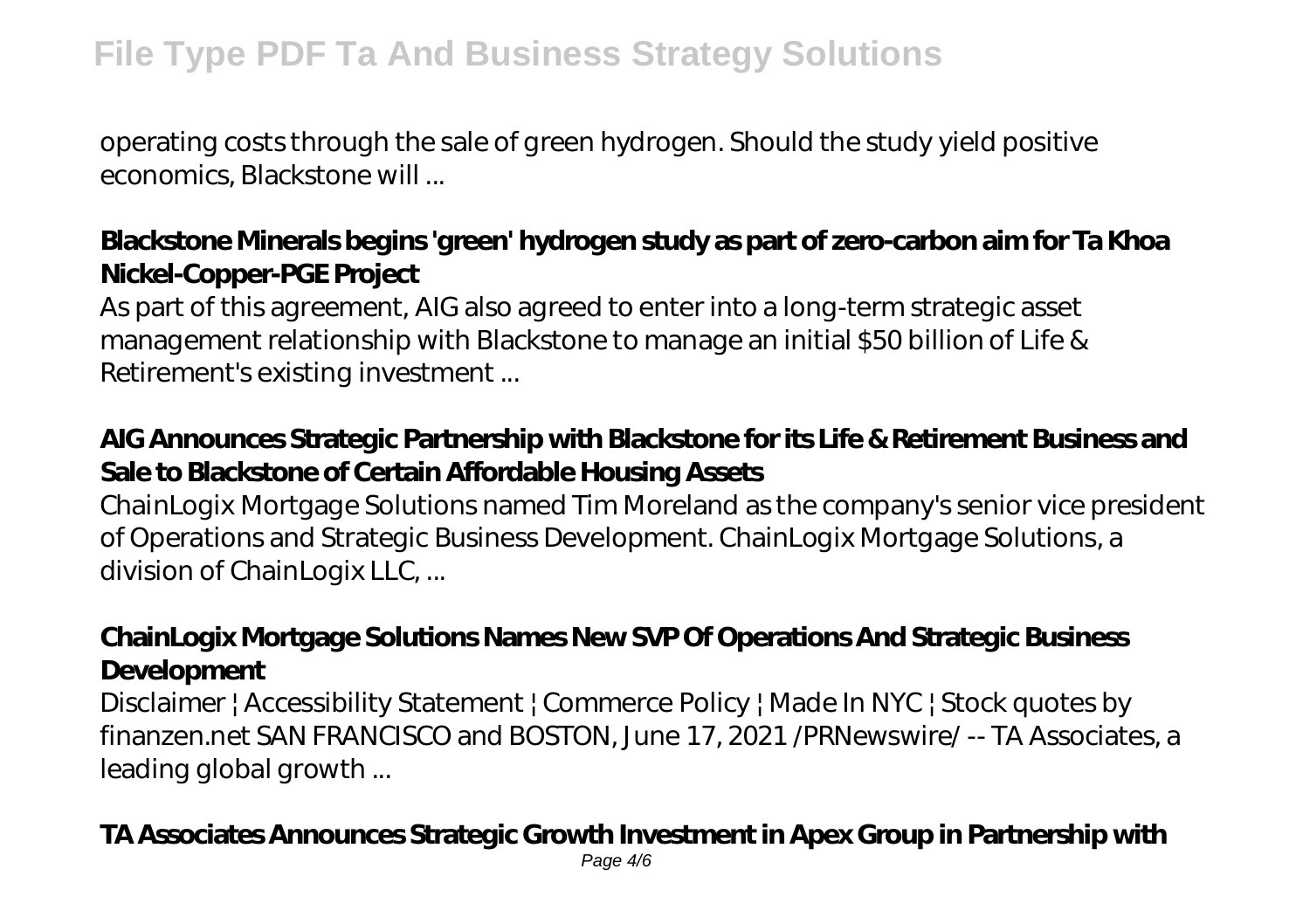operating costs through the sale of green hydrogen. Should the study yield positive economics, Blackstone will ...

### Blackstone Minerals begins 'green' hydrogen study as part of zero-carbon aim for Ta Khoa Nickel-Copper-PGE Project

As part of this agreement, AIG also agreed to enter into a long-term strategic asset management relationship with Blackstone to manage an initial $50 billion of Life & Retirement's existing investment ...

### AIG Announces Strategic Partnership with Blackstone for its Life & Retirement Business and Sale to Blackstone of Certain Affordable Housing Assets

ChainLogix Mortgage Solutions named Tim Moreland as the company's senior vice president of Operations and Strategic Business Development. ChainLogix Mortgage Solutions, a division of ChainLogix LLC, ...

### ChainLogix Mortgage Solutions Names New SVP Of Operations And Strategic Business Development

Disclaimer | Accessibility Statement | Commerce Policy | Made In NYC | Stock quotes by finanzen.net SAN FRANCISCO and BOSTON, June 17, 2021 /PRNewswire/ -- TA Associates, a leading global growth ...

### TA Associates Announces Strategic Growth Investment in Apex Group in Partnership with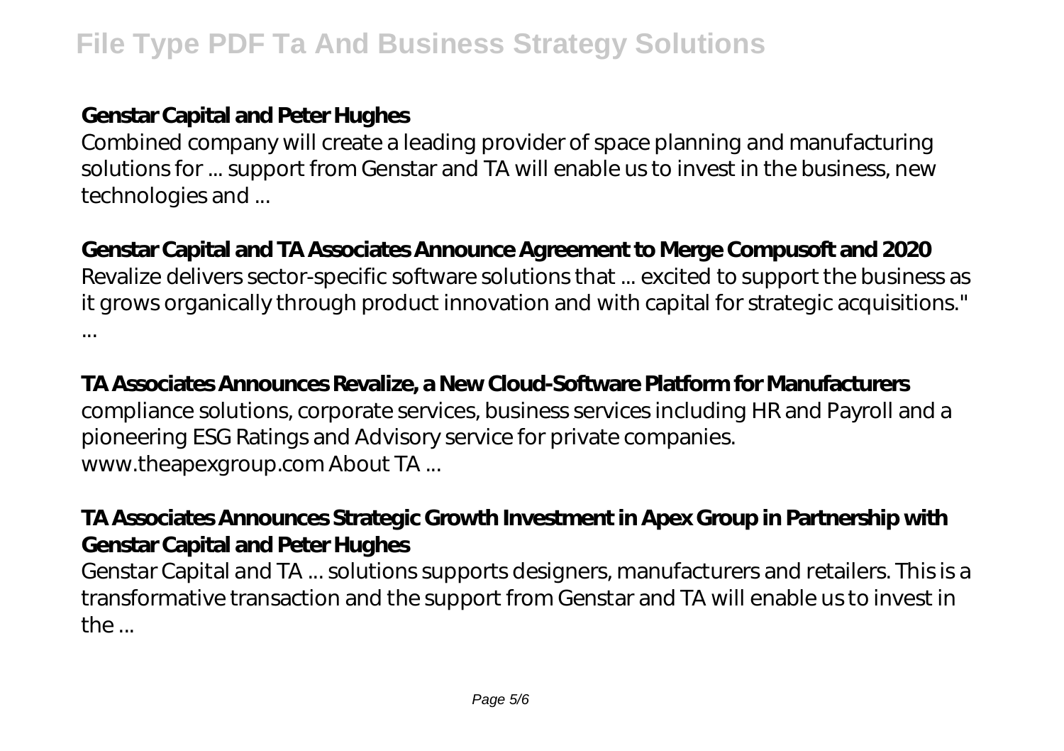**Genstar Capital and Peter Hughes**

Combined company will create a leading provider of space planning and manufacturing solutions for ... support from Genstar and TA will enable us to invest in the business, new technologies and ...

**Genstar Capital and TA Associates Announce Agreement to Merge Compusoft and 2020**

Revalize delivers sector-specific software solutions that ... excited to support the business as it grows organically through product innovation and with capital for strategic acquisitions." ...

**TA Associates Announces Revalize, a New Cloud-Software Platform for Manufacturers**

compliance solutions, corporate services, business services including HR and Payroll and a pioneering ESG Ratings and Advisory service for private companies. www.theapexgroup.com About TA ...

**TA Associates Announces Strategic Growth Investment in Apex Group in Partnership with Genstar Capital and Peter Hughes**

Genstar Capital and TA ... solutions supports designers, manufacturers and retailers. This is a transformative transaction and the support from Genstar and TA will enable us to invest in the ...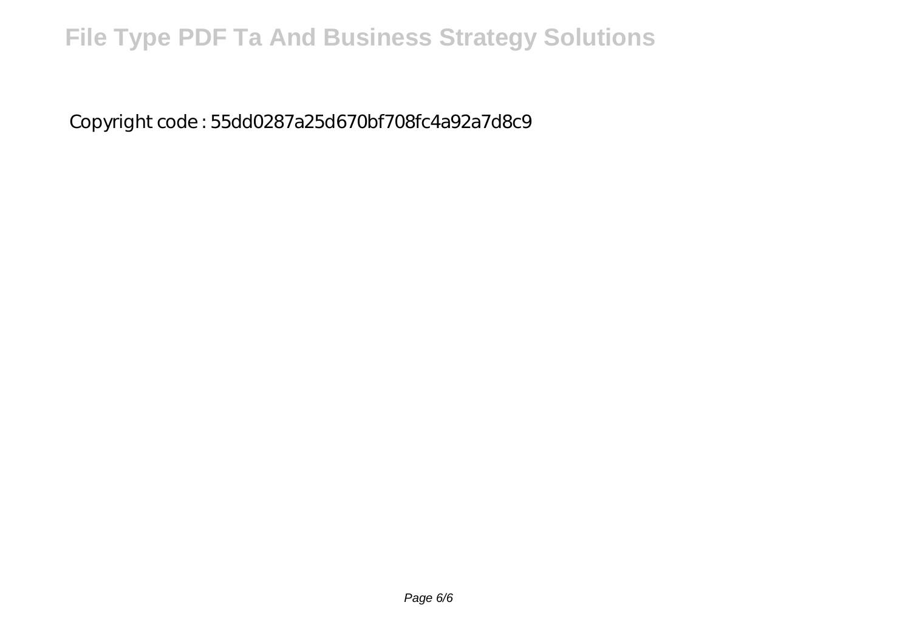Copyright code : 55dd0287a25d670bf708fc4a92a7d8c9